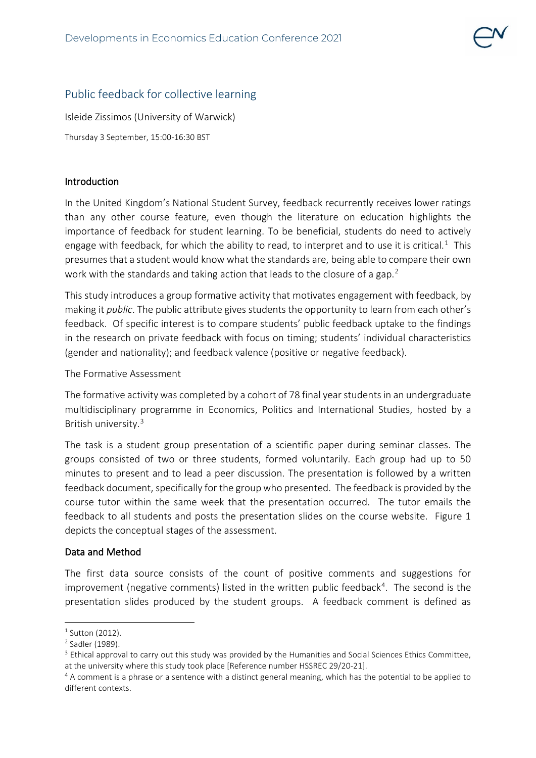## Public feedback for collective learning

Isleide Zissimos (University of Warwick)

Thursday 3 September, 15:00-16:30 BST

### Introduction

In the United Kingdom's National Student Survey, feedback recurrently receives lower ratings than any other course feature, even though the literature on education highlights the importance of feedback for student learning. To be beneficial, students do need to actively engage with feedback, for which the ability to read, to interpret and to use it is critical.[1] This presumes that a student would know what the standards are, being able to compare their own work with the standards and taking action that leads to the closure of a gap.[2]

This study introduces a group formative activity that motivates engagement with feedback, by making it *public*. The public attribute gives students the opportunity to learn from each other's feedback. Of specific interest is to compare students' public feedback uptake to the findings in the research on private feedback with focus on timing; students' individual characteristics (gender and nationality); and feedback valence (positive or negative feedback).

The Formative Assessment

The formative activity was completed by a cohort of 78 final year students in an undergraduate multidisciplinary programme in Economics, Politics and International Studies, hosted by a British university.[3]

The task is a student group presentation of a scientific paper during seminar classes. The groups consisted of two or three students, formed voluntarily. Each group had up to 50 minutes to present and to lead a peer discussion. The presentation is followed by a written feedback document, specifically for the group who presented. The feedback is provided by the course tutor within the same week that the presentation occurred. The tutor emails the feedback to all students and posts the presentation slides on the course website. Figure 1 depicts the conceptual stages of the assessment.

### Data and Method

The first data source consists of the count of positive comments and suggestions for improvement (negative comments) listed in the written public feedback[4]. The second is the presentation slides produced by the student groups. A feedback comment is defined as

---

[1] Sutton (2012).

[2] Sadler (1989).

[3] Ethical approval to carry out this study was provided by the Humanities and Social Sciences Ethics Committee, at the university where this study took place [Reference number HSSREC 29/20-21].

[4] A comment is a phrase or a sentence with a distinct general meaning, which has the potential to be applied to different contexts.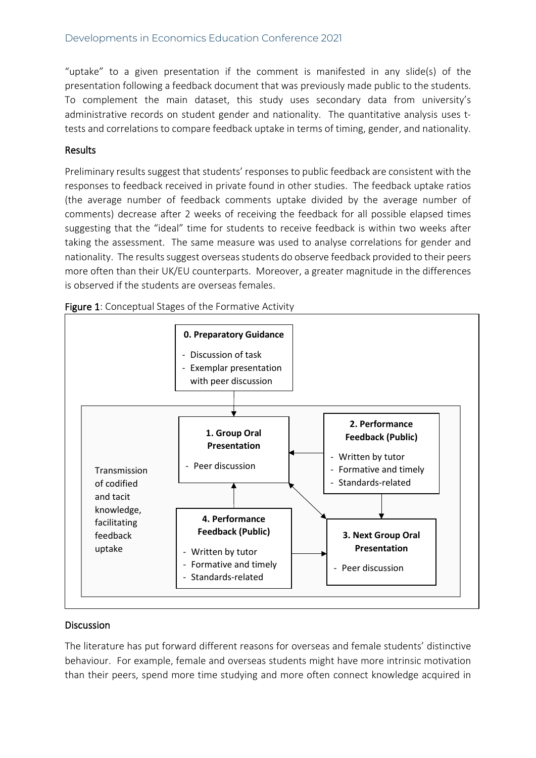"uptake" to a given presentation if the comment is manifested in any slide(s) of the presentation following a feedback document that was previously made public to the students. To complement the main dataset, this study uses secondary data from university's administrative records on student gender and nationality. The quantitative analysis uses t-tests and correlations to compare feedback uptake in terms of timing, gender, and nationality.

## Results

Preliminary results suggest that students' responses to public feedback are consistent with the responses to feedback received in private found in other studies. The feedback uptake ratios (the average number of feedback comments uptake divided by the average number of comments) decrease after 2 weeks of receiving the feedback for all possible elapsed times suggesting that the "ideal" time for students to receive feedback is within two weeks after taking the assessment. The same measure was used to analyse correlations for gender and nationality. The results suggest overseas students do observe feedback provided to their peers more often than their UK/EU counterparts. Moreover, a greater magnitude in the differences is observed if the students are overseas females.

**Figure 1**: Conceptual Stages of the Formative Activity

**0. Preparatory Guidance**
- Discussion of task
- Exemplar presentation with peer discussion

Transmission of codified and tacit knowledge, facilitating feedback uptake

**1. Group Oral Presentation**
- Peer discussion

**2. Performance Feedback (Public)**
- Written by tutor
- Formative and timely
- Standards-related

**3. Next Group Oral Presentation**
- Peer discussion

**4. Performance Feedback (Public)**
- Written by tutor
- Formative and timely
- Standards-related

## Discussion

The literature has put forward different reasons for overseas and female students' distinctive behaviour. For example, female and overseas students might have more intrinsic motivation than their peers, spend more time studying and more often connect knowledge acquired in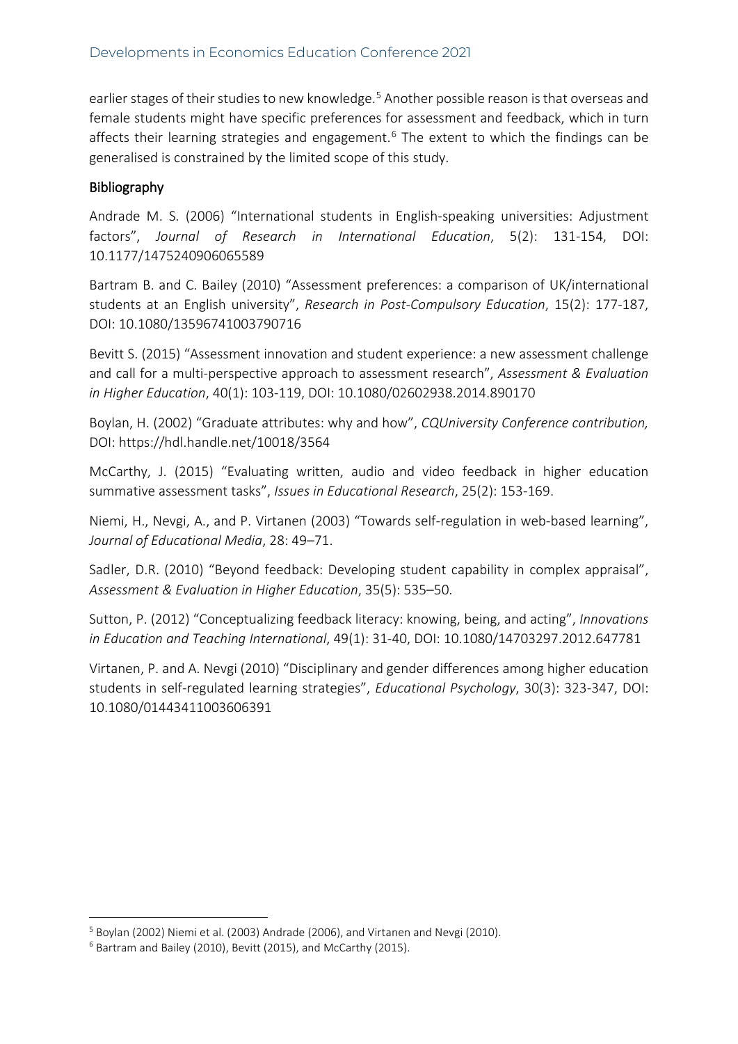earlier stages of their studies to new knowledge.[5] Another possible reason is that overseas and female students might have specific preferences for assessment and feedback, which in turn affects their learning strategies and engagement.[6] The extent to which the findings can be generalised is constrained by the limited scope of this study.

## Bibliography

Andrade M. S. (2006) "International students in English-speaking universities: Adjustment factors", *Journal of Research in International Education*, 5(2): 131-154, DOI: 10.1177/1475240906065589

Bartram B. and C. Bailey (2010) "Assessment preferences: a comparison of UK/international students at an English university", *Research in Post-Compulsory Education*, 15(2): 177-187, DOI: 10.1080/13596741003790716

Bevitt S. (2015) "Assessment innovation and student experience: a new assessment challenge and call for a multi-perspective approach to assessment research", *Assessment & Evaluation in Higher Education*, 40(1): 103-119, DOI: 10.1080/02602938.2014.890170

Boylan, H. (2002) "Graduate attributes: why and how", *CQUniversity Conference contribution,* DOI: https://hdl.handle.net/10018/3564

McCarthy, J. (2015) "Evaluating written, audio and video feedback in higher education summative assessment tasks", *Issues in Educational Research*, 25(2): 153-169.

Niemi, H., Nevgi, A., and P. Virtanen (2003) "Towards self-regulation in web-based learning", *Journal of Educational Media*, 28: 49–71.

Sadler, D.R. (2010) "Beyond feedback: Developing student capability in complex appraisal", *Assessment & Evaluation in Higher Education*, 35(5): 535–50.

Sutton, P. (2012) "Conceptualizing feedback literacy: knowing, being, and acting", *Innovations in Education and Teaching International*, 49(1): 31-40, DOI: 10.1080/14703297.2012.647781

Virtanen, P. and A. Nevgi (2010) "Disciplinary and gender differences among higher education students in self-regulated learning strategies", *Educational Psychology*, 30(3): 323-347, DOI: 10.1080/01443411003606391

---

[5] Boylan (2002) Niemi et al. (2003) Andrade (2006), and Virtanen and Nevgi (2010).

[6] Bartram and Bailey (2010), Bevitt (2015), and McCarthy (2015).